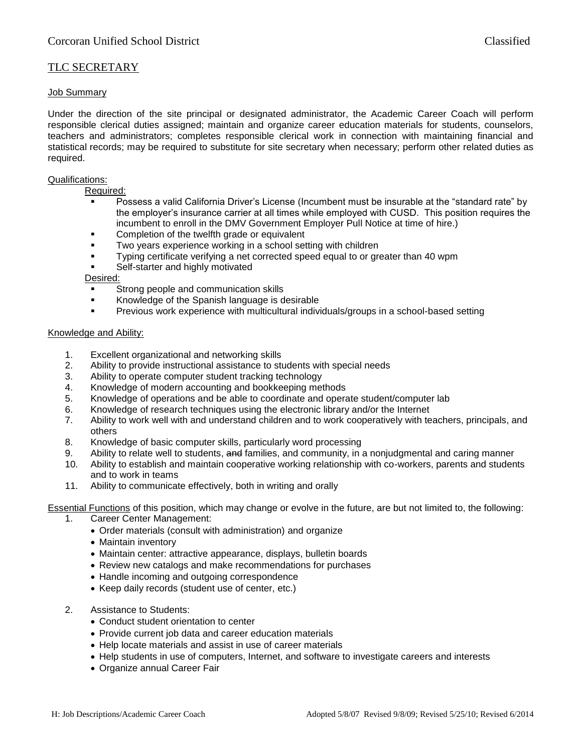Corcoran Unified School District Classified

# TLC SECRETARY

## Job Summary

Under the direction of the site principal or designated administrator, the Academic Career Coach will perform responsible clerical duties assigned; maintain and organize career education materials for students, counselors, teachers and administrators; completes responsible clerical work in connection with maintaining financial and statistical records; may be required to substitute for site secretary when necessary; perform other related duties as required.

## Qualifications:

Required:

- Possess a valid California Driver's License (Incumbent must be insurable at the "standard rate" by the employer's insurance carrier at all times while employed with CUSD. This position requires the incumbent to enroll in the DMV Government Employer Pull Notice at time of hire.)
- Completion of the twelfth grade or equivalent
- Two years experience working in a school setting with children
- Typing certificate verifying a net corrected speed equal to or greater than 40 wpm
- Self-starter and highly motivated

Desired:

- Strong people and communication skills
- Knowledge of the Spanish language is desirable
- Previous work experience with multicultural individuals/groups in a school-based setting

## Knowledge and Ability:

1. Excellent organizational and networking skills
2. Ability to provide instructional assistance to students with special needs
3. Ability to operate computer student tracking technology
4. Knowledge of modern accounting and bookkeeping methods
5. Knowledge of operations and be able to coordinate and operate student/computer lab
6. Knowledge of research techniques using the electronic library and/or the Internet
7. Ability to work well with and understand children and to work cooperatively with teachers, principals, and others
8. Knowledge of basic computer skills, particularly word processing
9. Ability to relate well to students, ~~and~~ families, and community, in a nonjudgmental and caring manner
10. Ability to establish and maintain cooperative working relationship with co-workers, parents and students and to work in teams
11. Ability to communicate effectively, both in writing and orally

Essential Functions of this position, which may change or evolve in the future, are but not limited to, the following:

1. Career Center Management:
   - Order materials (consult with administration) and organize
   - Maintain inventory
   - Maintain center: attractive appearance, displays, bulletin boards
   - Review new catalogs and make recommendations for purchases
   - Handle incoming and outgoing correspondence
   - Keep daily records (student use of center, etc.)

2. Assistance to Students:
   - Conduct student orientation to center
   - Provide current job data and career education materials
   - Help locate materials and assist in use of career materials
   - Help students in use of computers, Internet, and software to investigate careers and interests
   - Organize annual Career Fair

H: Job Descriptions/Academic Career Coach Adopted 5/8/07 Revised 9/8/09; Revised 5/25/10; Revised 6/2014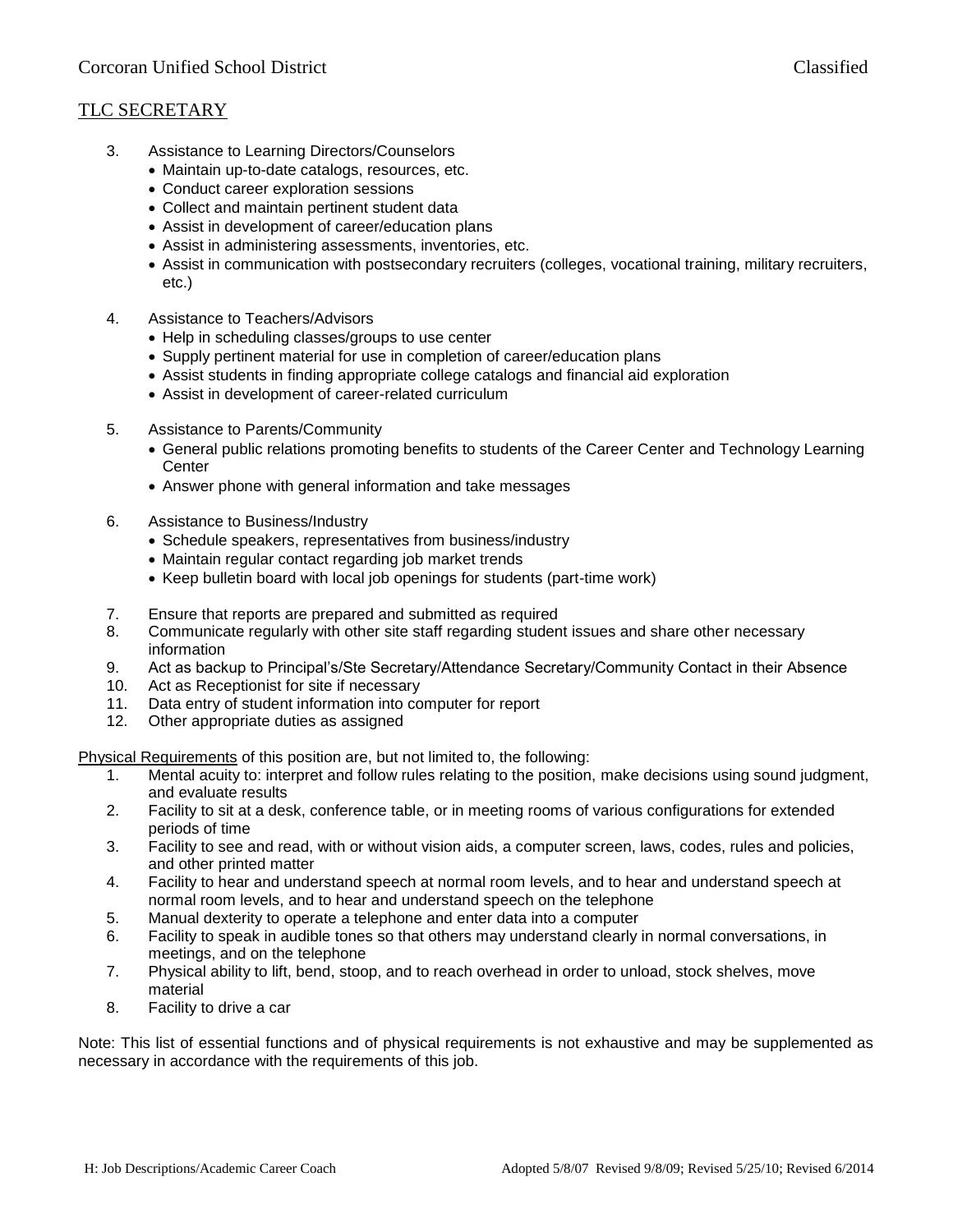## TLC SECRETARY

3. Assistance to Learning Directors/Counselors
   - Maintain up-to-date catalogs, resources, etc.
   - Conduct career exploration sessions
   - Collect and maintain pertinent student data
   - Assist in development of career/education plans
   - Assist in administering assessments, inventories, etc.
   - Assist in communication with postsecondary recruiters (colleges, vocational training, military recruiters, etc.)

4. Assistance to Teachers/Advisors
   - Help in scheduling classes/groups to use center
   - Supply pertinent material for use in completion of career/education plans
   - Assist students in finding appropriate college catalogs and financial aid exploration
   - Assist in development of career-related curriculum

5. Assistance to Parents/Community
   - General public relations promoting benefits to students of the Career Center and Technology Learning Center
   - Answer phone with general information and take messages

6. Assistance to Business/Industry
   - Schedule speakers, representatives from business/industry
   - Maintain regular contact regarding job market trends
   - Keep bulletin board with local job openings for students (part-time work)

7. Ensure that reports are prepared and submitted as required
8. Communicate regularly with other site staff regarding student issues and share other necessary information
9. Act as backup to Principal's/Ste Secretary/Attendance Secretary/Community Contact in their Absence
10. Act as Receptionist for site if necessary
11. Data entry of student information into computer for report
12. Other appropriate duties as assigned

<u>Physical Requirements</u> of this position are, but not limited to, the following:

1. Mental acuity to: interpret and follow rules relating to the position, make decisions using sound judgment, and evaluate results
2. Facility to sit at a desk, conference table, or in meeting rooms of various configurations for extended periods of time
3. Facility to see and read, with or without vision aids, a computer screen, laws, codes, rules and policies, and other printed matter
4. Facility to hear and understand speech at normal room levels, and to hear and understand speech at normal room levels, and to hear and understand speech on the telephone
5. Manual dexterity to operate a telephone and enter data into a computer
6. Facility to speak in audible tones so that others may understand clearly in normal conversations, in meetings, and on the telephone
7. Physical ability to lift, bend, stoop, and to reach overhead in order to unload, stock shelves, move material
8. Facility to drive a car

Note: This list of essential functions and of physical requirements is not exhaustive and may be supplemented as necessary in accordance with the requirements of this job.

H: Job Descriptions/Academic Career Coach

Adopted 5/8/07 Revised 9/8/09; Revised 5/25/10; Revised 6/2014